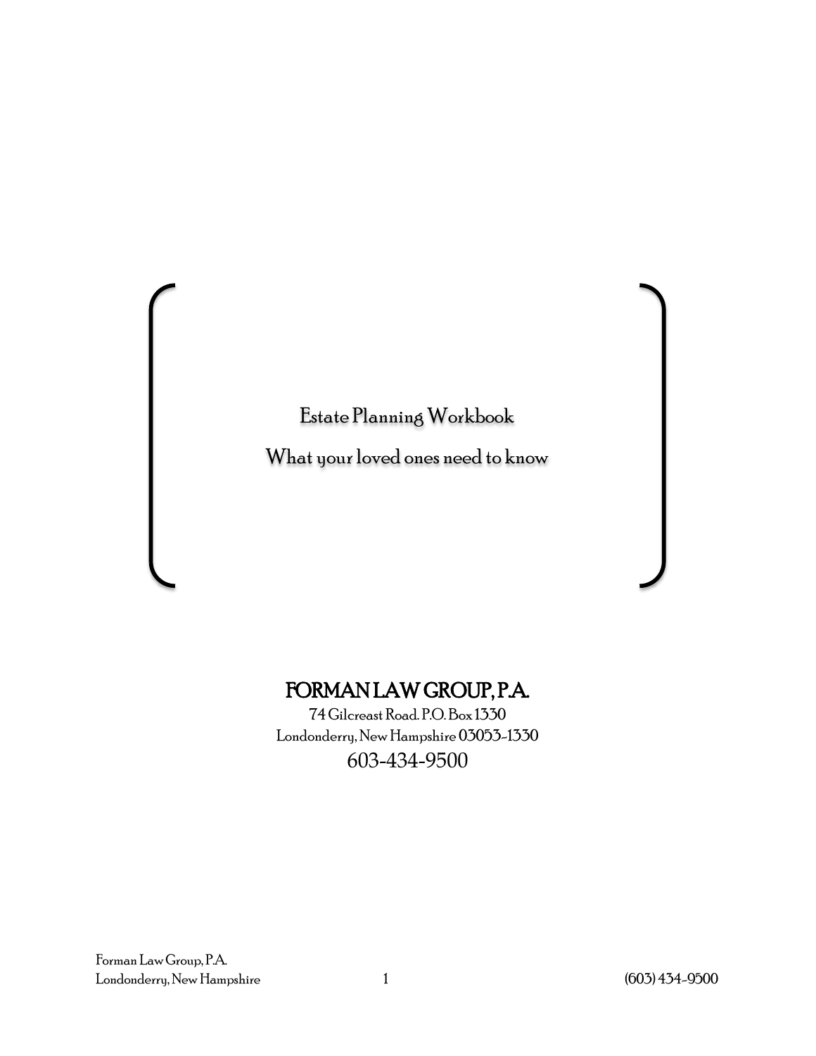# Estate Planning Workbook

## What your loved ones need to know

**FORMAN LAW GROUP, P.A.**

74 Gilcreast Road. P.O. Box 1330
Londonderry, New Hampshire 03053-1330
603-434-9500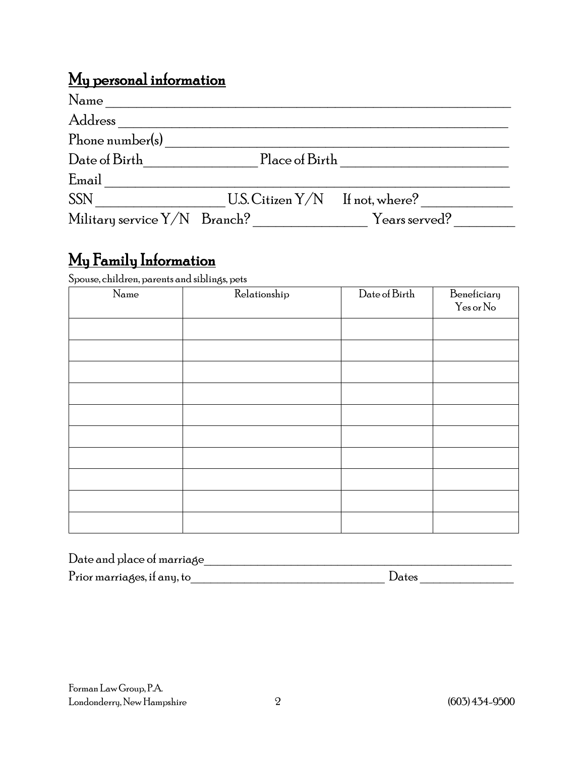## My personal information

Name ______________________________________________________________

Address ____________________________________________________________

Phone number(s) _____________________________________________________

Date of Birth_______________ Place of Birth ______________________

Email ______________________________________________________________

SSN _________________ U.S. Citizen Y/N If not, where? ____________

Military service Y/N Branch? _______________ Years served? ________

## My Family Information

Spouse, children, parents and siblings, pets

| Name | Relationship | Date of Birth | Beneficiary Yes or No |
|---|---|---|---|
| | | | |
| | | | |
| | | | |
| | | | |
| | | | |
| | | | |
| | | | |
| | | | |
| | | | |
| | | | |

Date and place of marriage_____________________________________________

Prior marriages, if any, to_____________________________ Dates _____________

Forman Law Group, P.A.
Londonderry, New Hampshire (603) 434-9500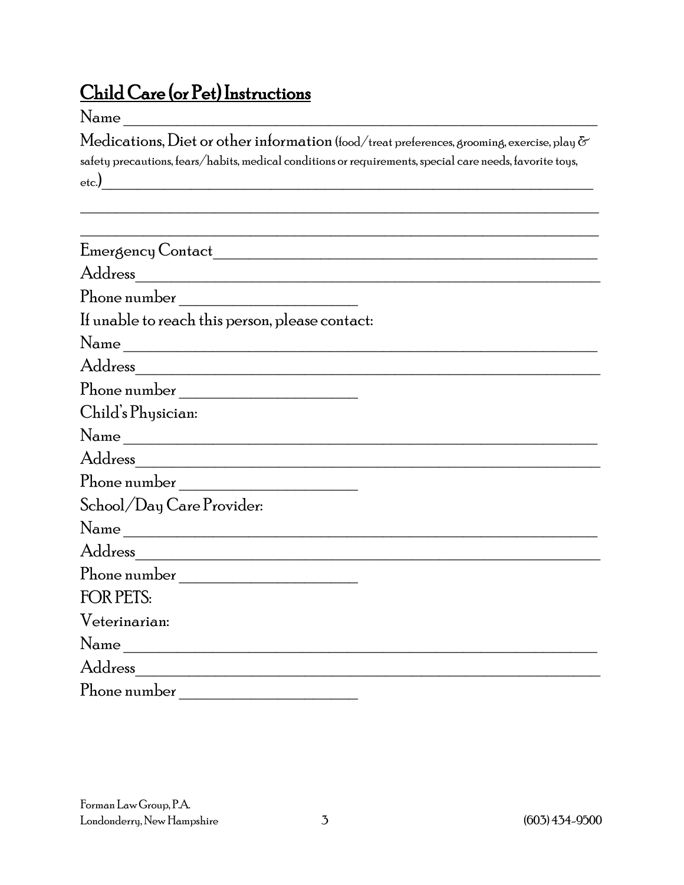## Child Care (or Pet) Instructions

Name ___________________________________________________________

Medications, Diet or other information (food/treat preferences, grooming, exercise, play & safety precautions, fears/habits, medical conditions or requirements, special care needs, favorite toys, etc.)_________________________________________________________________

________________________________________________________________

________________________________________________________________

Emergency Contact_______________________________________________

Address_________________________________________________________

Phone number ____________________

If unable to reach this person, please contact:

Name ___________________________________________________________

Address_________________________________________________________

Phone number ____________________

Child's Physician:

Name ___________________________________________________________

Address_________________________________________________________

Phone number ____________________

School/Day Care Provider:

Name ___________________________________________________________

Address_________________________________________________________

Phone number ____________________

FOR PETS:

Veterinarian:

Name ___________________________________________________________

Address_________________________________________________________

Phone number ____________________

Forman Law Group, P.A.
Londonderry, New Hampshire (603) 434-9500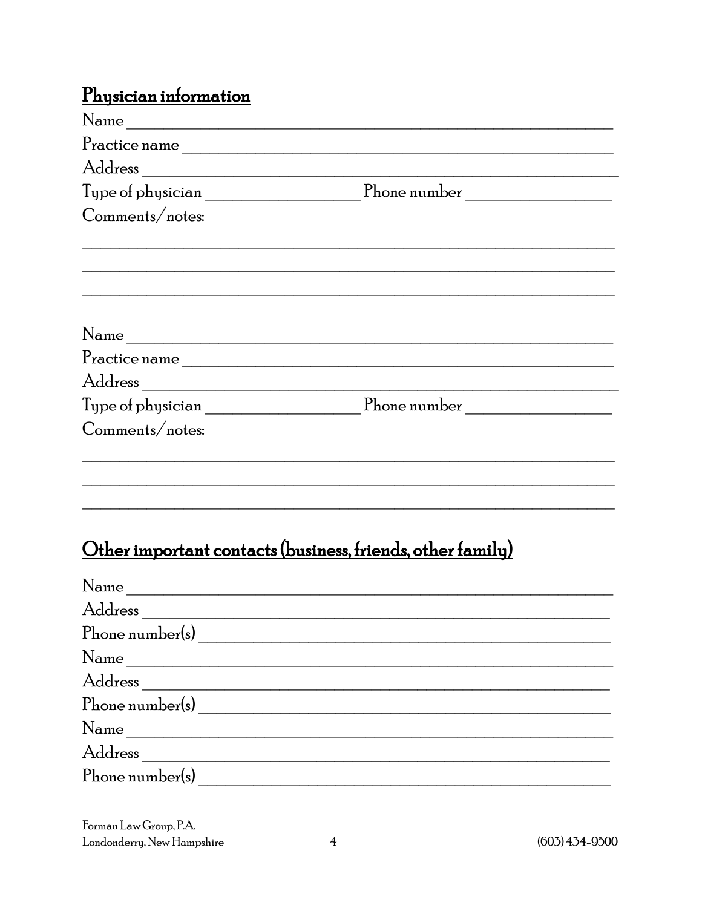## Physician information

Name ____________________________________________________________

Practice name ______________________________________________________

Address __________________________________________________________

Type of physician ___________________ Phone number __________________

Comments/notes:

______________________________________________________________________

______________________________________________________________________

______________________________________________________________________

Name ____________________________________________________________

Practice name ______________________________________________________

Address __________________________________________________________

Type of physician ___________________ Phone number __________________

Comments/notes:

______________________________________________________________________

______________________________________________________________________

______________________________________________________________________

## Other important contacts (business, friends, other family)

Name ____________________________________________________________

Address __________________________________________________________

Phone number(s) ___________________________________________________

Name ____________________________________________________________

Address __________________________________________________________

Phone number(s) ___________________________________________________

Name ____________________________________________________________

Address __________________________________________________________

Phone number(s) ___________________________________________________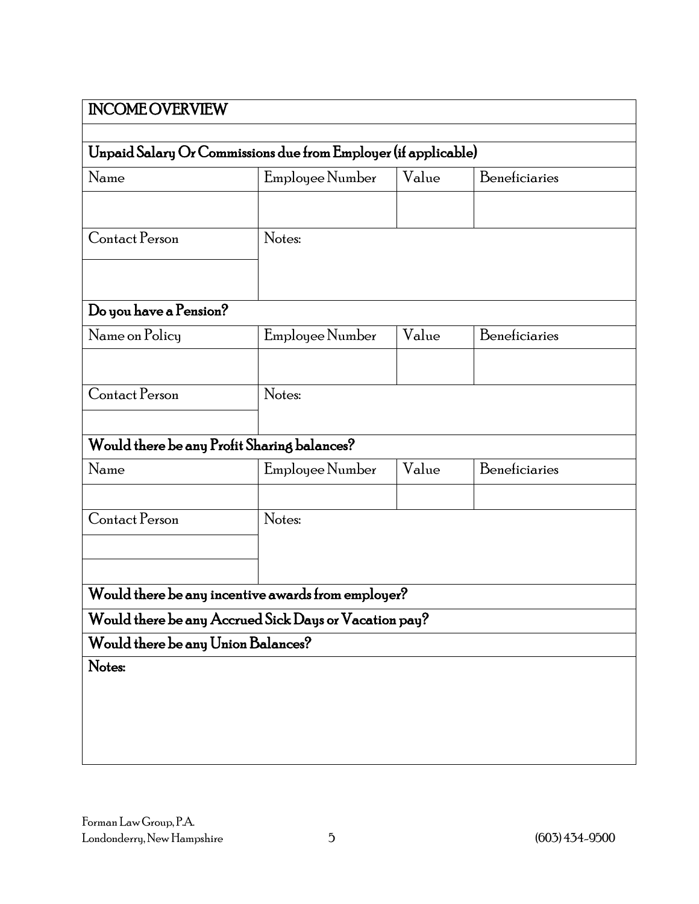## INCOME OVERVIEW

### Unpaid Salary Or Commissions due from Employer (if applicable)

| Name | Employee Number | Value | Beneficiaries |
|---|---|---|---|
| | | | |

| Contact Person | Notes: |
|---|---|
| | |

### Do you have a Pension?

| Name on Policy | Employee Number | Value | Beneficiaries |
|---|---|---|---|
| | | | |

| Contact Person | Notes: |
|---|---|
| | |

### Would there be any Profit Sharing balances?

| Name | Employee Number | Value | Beneficiaries |
|---|---|---|---|
| | | | |

| Contact Person | Notes: |
|---|---|
| | |
| | |

**Would there be any incentive awards from employer?**

**Would there be any Accrued Sick Days or Vacation pay?**

**Would there be any Union Balances?**

**Notes:**

Forman Law Group, P.A.
Londonderry, New Hampshire
(603) 434-9500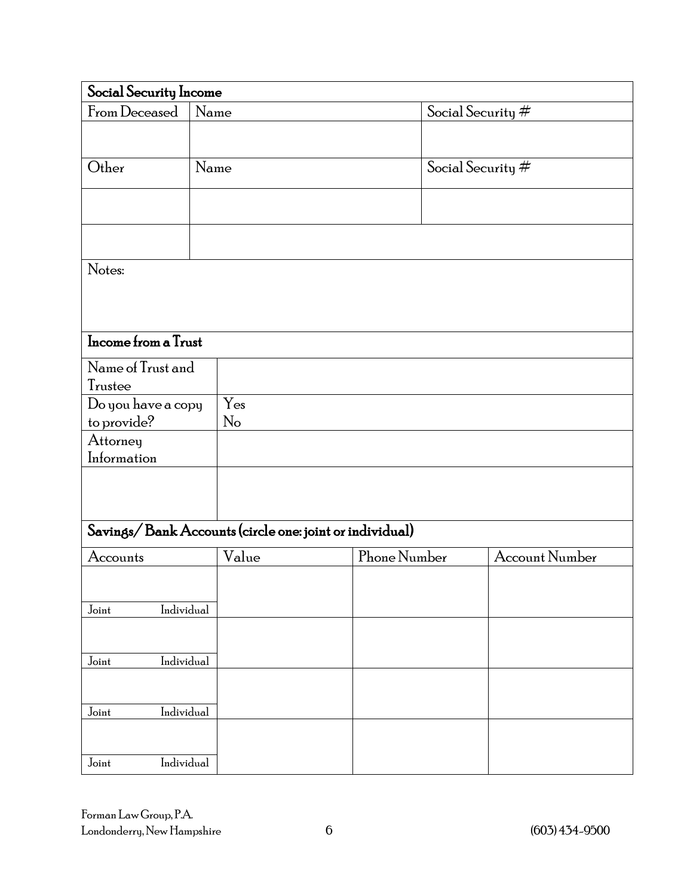| Social Security Income | | |
|---|---|---|
| From Deceased | Name | Social Security # |
| | | |
| Other | Name | Social Security # |
| | | |
| | | |

Notes:

| Income from a Trust | |
|---|---|
| Name of Trust and Trustee | |
| Do you have a copy to provide? | Yes<br>No |
| Attorney Information | |
| | |

| Savings/ Bank Accounts (circle one: joint or individual) | | | |
|---|---|---|---|
| Accounts | Value | Phone Number | Account Number |
| Joint Individual | | | |
| Joint Individual | | | |
| Joint Individual | | | |
| Joint Individual | | | |

Forman Law Group, P.A.
Londonderry, New Hampshire (603) 434-9500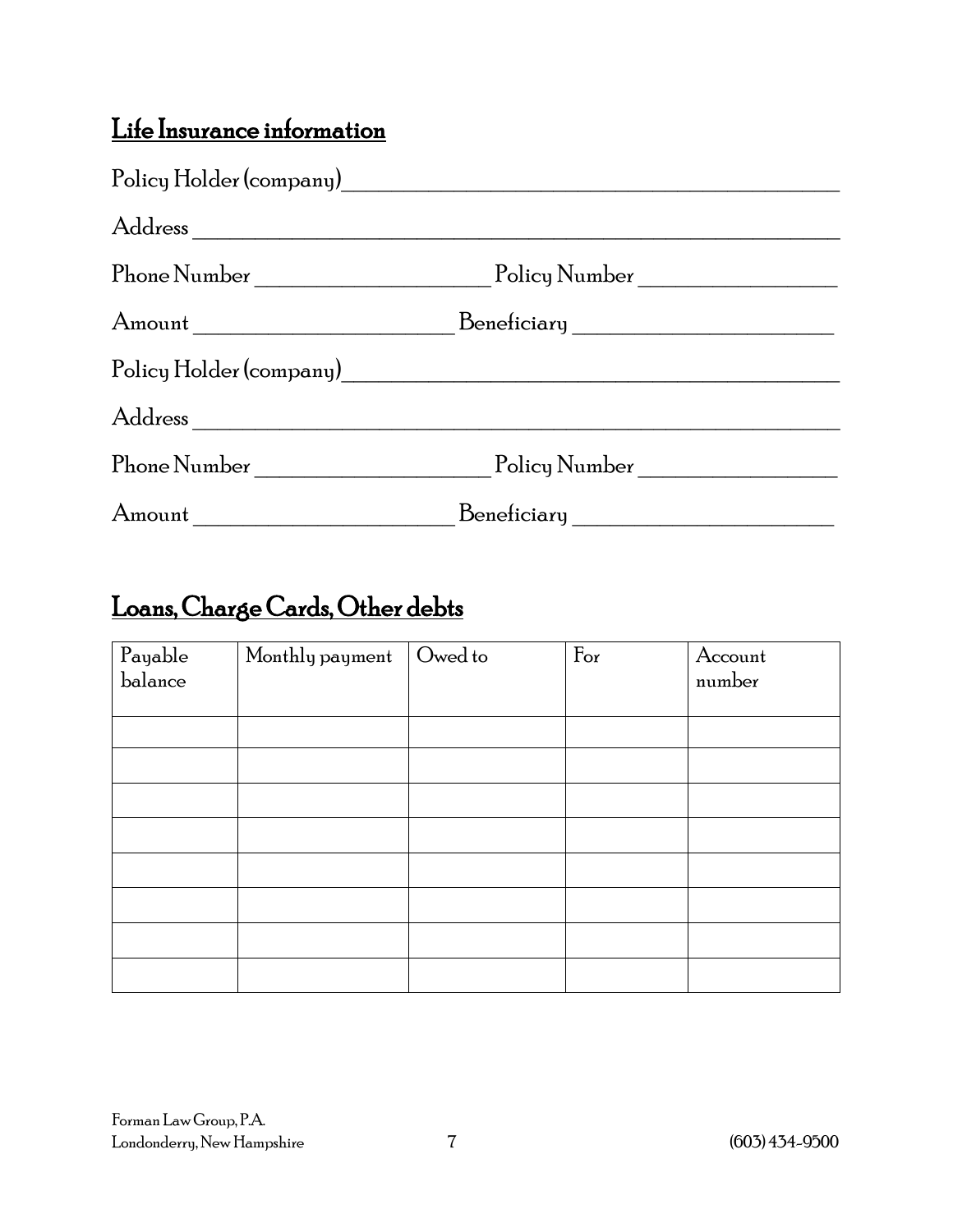## Life Insurance information

Policy Holder (company)\_\_\_\_\_\_\_\_\_\_\_\_\_\_\_\_\_\_\_\_\_\_\_\_\_\_\_\_\_\_\_\_\_\_\_\_\_\_\_\_\_\_\_\_

Address \_\_\_\_\_\_\_\_\_\_\_\_\_\_\_\_\_\_\_\_\_\_\_\_\_\_\_\_\_\_\_\_\_\_\_\_\_\_\_\_\_\_\_\_\_\_\_\_\_\_\_\_\_\_\_

Phone Number \_\_\_\_\_\_\_\_\_\_\_\_\_\_\_\_\_\_\_\_\_\_ Policy Number \_\_\_\_\_\_\_\_\_\_\_\_\_\_\_\_\_\_\_

Amount \_\_\_\_\_\_\_\_\_\_\_\_\_\_\_\_\_\_\_\_\_\_\_\_\_ Beneficiary \_\_\_\_\_\_\_\_\_\_\_\_\_\_\_\_\_\_\_\_\_\_\_\_\_

Policy Holder (company)\_\_\_\_\_\_\_\_\_\_\_\_\_\_\_\_\_\_\_\_\_\_\_\_\_\_\_\_\_\_\_\_\_\_\_\_\_\_\_\_\_\_\_\_

Address \_\_\_\_\_\_\_\_\_\_\_\_\_\_\_\_\_\_\_\_\_\_\_\_\_\_\_\_\_\_\_\_\_\_\_\_\_\_\_\_\_\_\_\_\_\_\_\_\_\_\_\_\_\_\_

Phone Number \_\_\_\_\_\_\_\_\_\_\_\_\_\_\_\_\_\_\_\_\_\_ Policy Number \_\_\_\_\_\_\_\_\_\_\_\_\_\_\_\_\_\_\_

Amount \_\_\_\_\_\_\_\_\_\_\_\_\_\_\_\_\_\_\_\_\_\_\_\_\_ Beneficiary \_\_\_\_\_\_\_\_\_\_\_\_\_\_\_\_\_\_\_\_\_\_\_\_\_

## Loans, Charge Cards, Other debts

| Payable balance | Monthly payment | Owed to | For | Account number |
|---|---|---|---|---|
| | | | | |
| | | | | |
| | | | | |
| | | | | |
| | | | | |
| | | | | |
| | | | | |
| | | | | |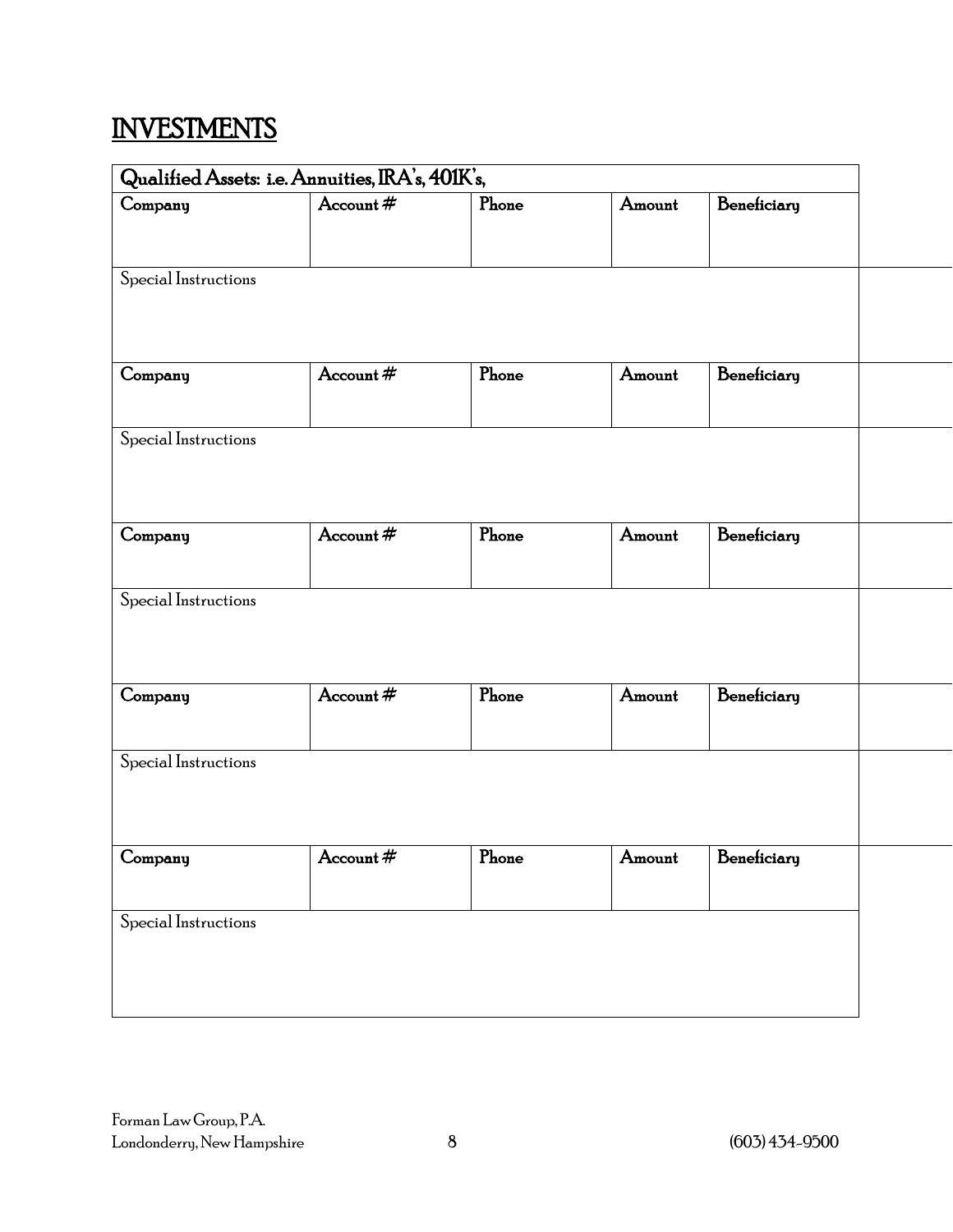## INVESTMENTS

| Qualified Assets: i.e. Annuities, IRA's, 401K's, | | | | |
|---|---|---|---|---|
| Company | Account # | Phone | Amount | Beneficiary |
| Special Instructions | | | | |
| Company | Account # | Phone | Amount | Beneficiary |
| Special Instructions | | | | |
| Company | Account # | Phone | Amount | Beneficiary |
| Special Instructions | | | | |
| Company | Account # | Phone | Amount | Beneficiary |
| Special Instructions | | | | |
| Company | Account # | Phone | Amount | Beneficiary |
| Special Instructions | | | | |

Forman Law Group, P.A.
Londonderry, New Hampshire (603) 434-9500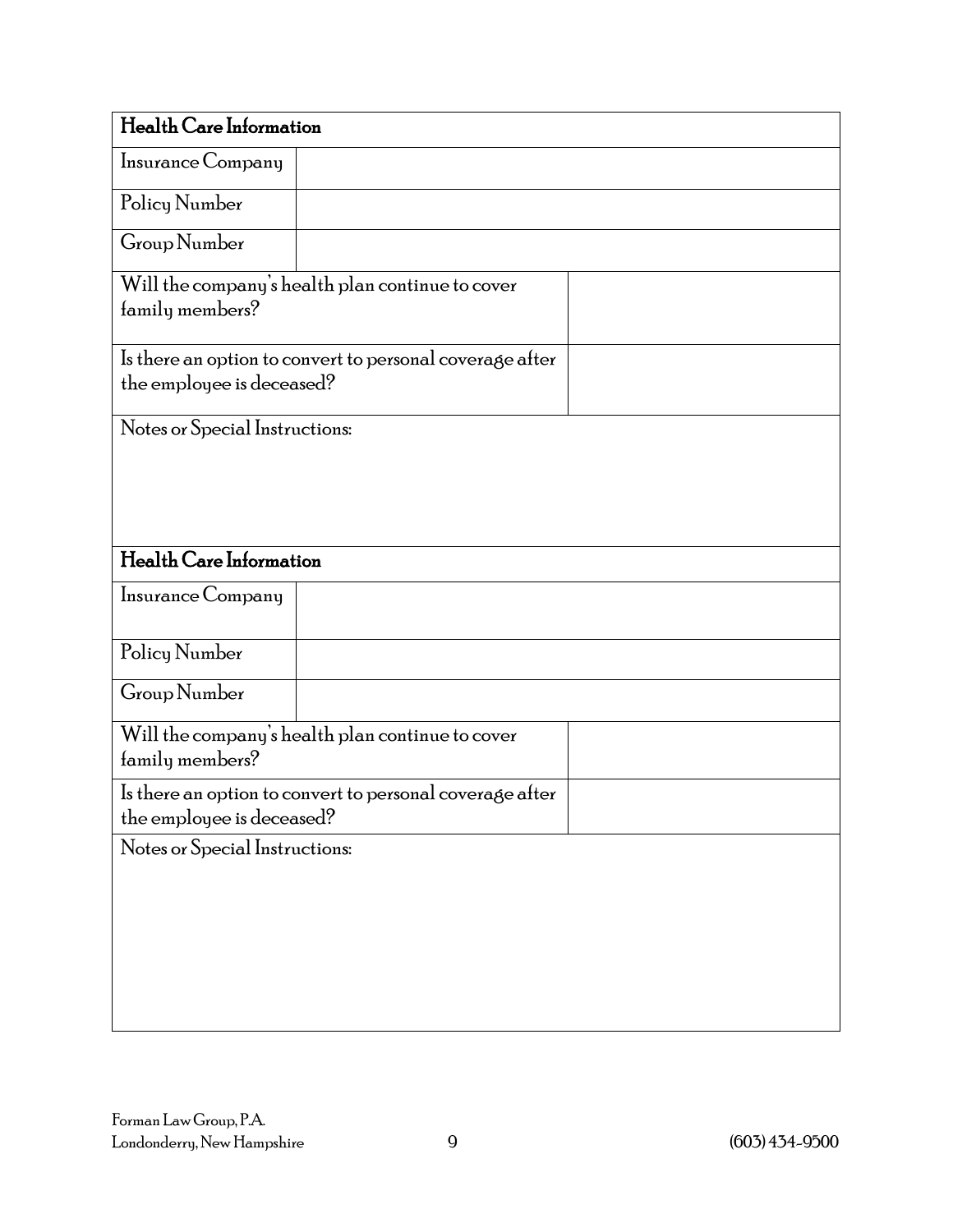| Health Care Information | |
|---|---|
| Insurance Company | |
| Policy Number | |
| Group Number | |
| Will the company's health plan continue to cover family members? | |
| Is there an option to convert to personal coverage after the employee is deceased? | |
| Notes or Special Instructions: | |

| Health Care Information | |
|---|---|
| Insurance Company | |
| Policy Number | |
| Group Number | |
| Will the company's health plan continue to cover family members? | |
| Is there an option to convert to personal coverage after the employee is deceased? | |
| Notes or Special Instructions: | |

Forman Law Group, P.A.
Londonderry, New Hampshire (603) 434-9500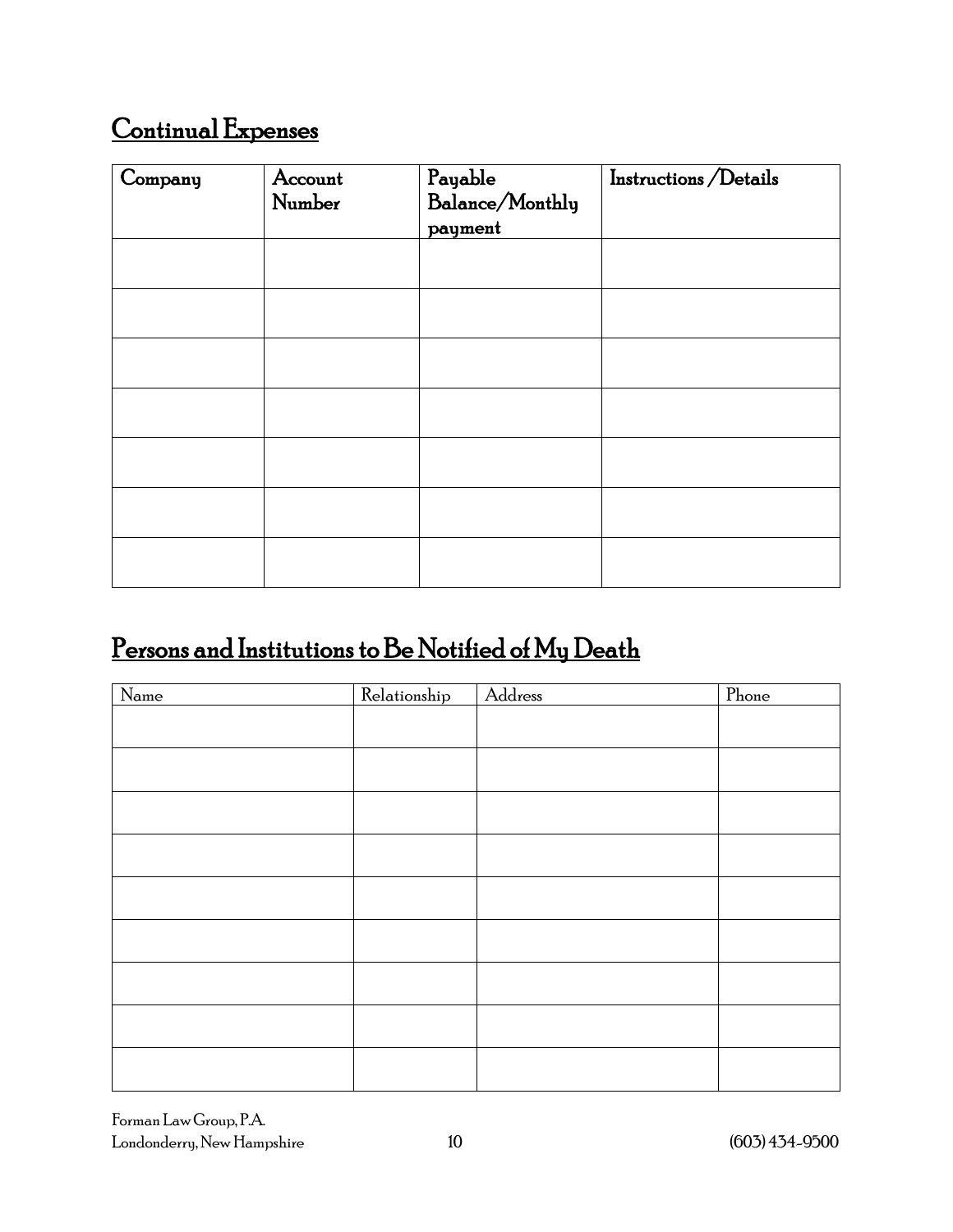## Continual Expenses

| Company | Account Number | Payable Balance/Monthly payment | Instructions /Details |
|---|---|---|---|
| | | | |
| | | | |
| | | | |
| | | | |
| | | | |
| | | | |
| | | | |

## Persons and Institutions to Be Notified of My Death

| Name | Relationship | Address | Phone |
|---|---|---|---|
| | | | |
| | | | |
| | | | |
| | | | |
| | | | |
| | | | |
| | | | |
| | | | |
| | | | |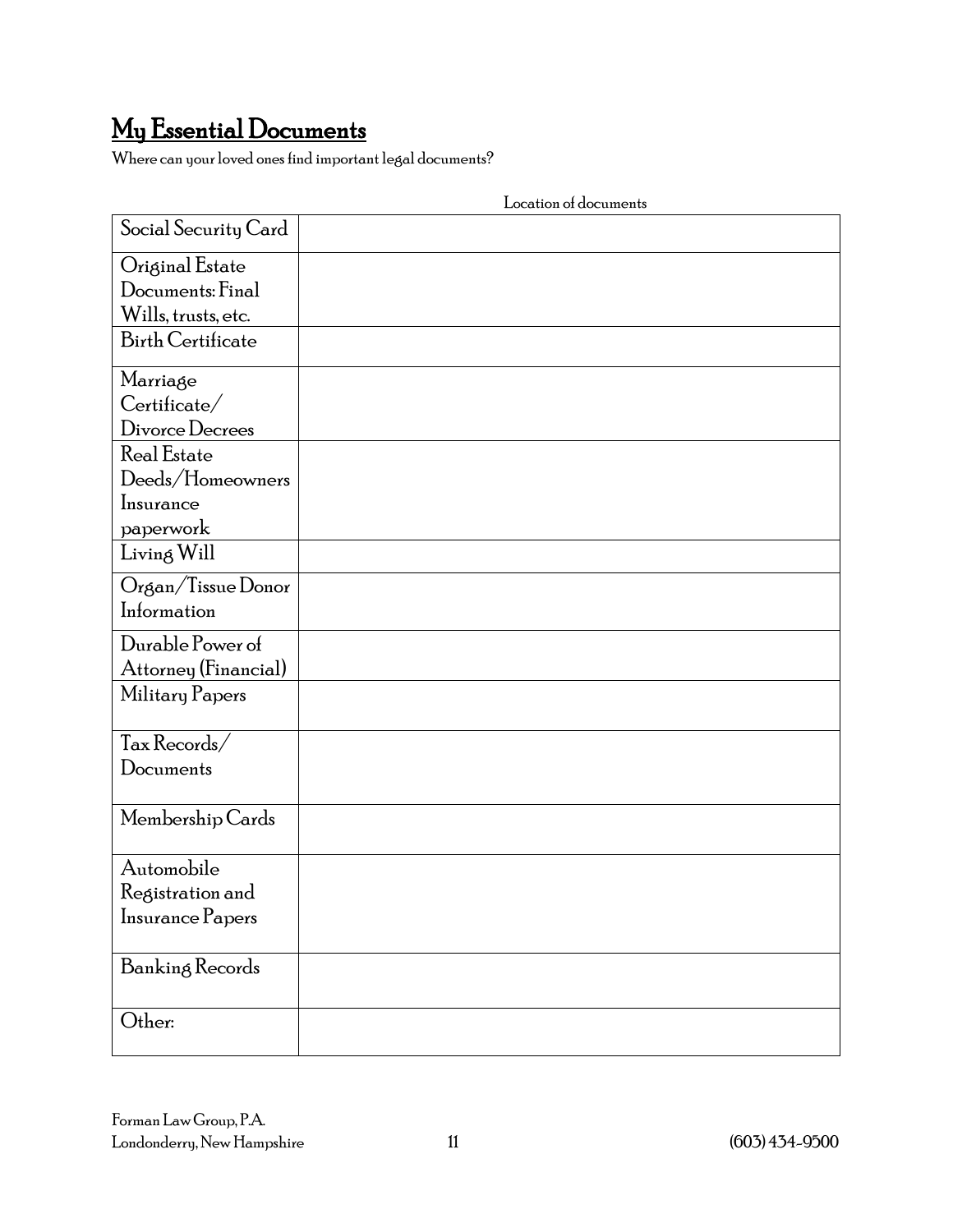## My Essential Documents

Where can your loved ones find important legal documents?

| | Location of documents |
|---|---|
| Social Security Card | |
| Original Estate Documents: Final Wills, trusts, etc. | |
| Birth Certificate | |
| Marriage Certificate/ Divorce Decrees | |
| Real Estate Deeds/Homeowners Insurance paperwork | |
| Living Will | |
| Organ/Tissue Donor Information | |
| Durable Power of Attorney (Financial) | |
| Military Papers | |
| Tax Records/ Documents | |
| Membership Cards | |
| Automobile Registration and Insurance Papers | |
| Banking Records | |
| Other: | |

Forman Law Group, P.A.
Londonderry, New Hampshire (603) 434-9500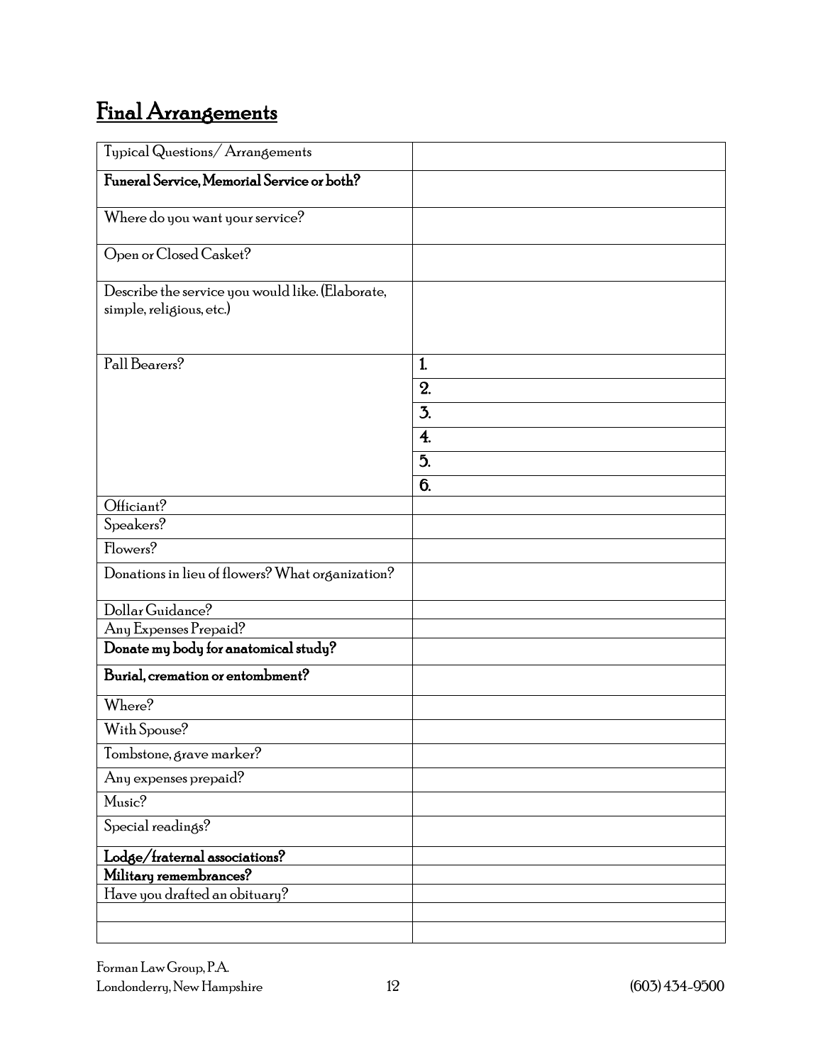# Final Arrangements

| Typical Questions/ Arrangements | |
|---|---|
| **Funeral Service, Memorial Service or both?** | |
| Where do you want your service? | |
| Open or Closed Casket? | |
| Describe the service you would like. (Elaborate, simple, religious, etc.) | |
| Pall Bearers? | **1.** |
| | **2.** |
| | **3.** |
| | **4.** |
| | **5.** |
| | **6.** |
| Officiant? | |
| Speakers? | |
| Flowers? | |
| Donations in lieu of flowers? What organization? | |
| Dollar Guidance? | |
| Any Expenses Prepaid? | |
| **Donate my body for anatomical study?** | |
| **Burial, cremation or entombment?** | |
| Where? | |
| With Spouse? | |
| Tombstone, grave marker? | |
| Any expenses prepaid? | |
| Music? | |
| Special readings? | |
| **Lodge/fraternal associations?** | |
| **Military remembrances?** | |
| Have you drafted an obituary? | |
| | |
| | |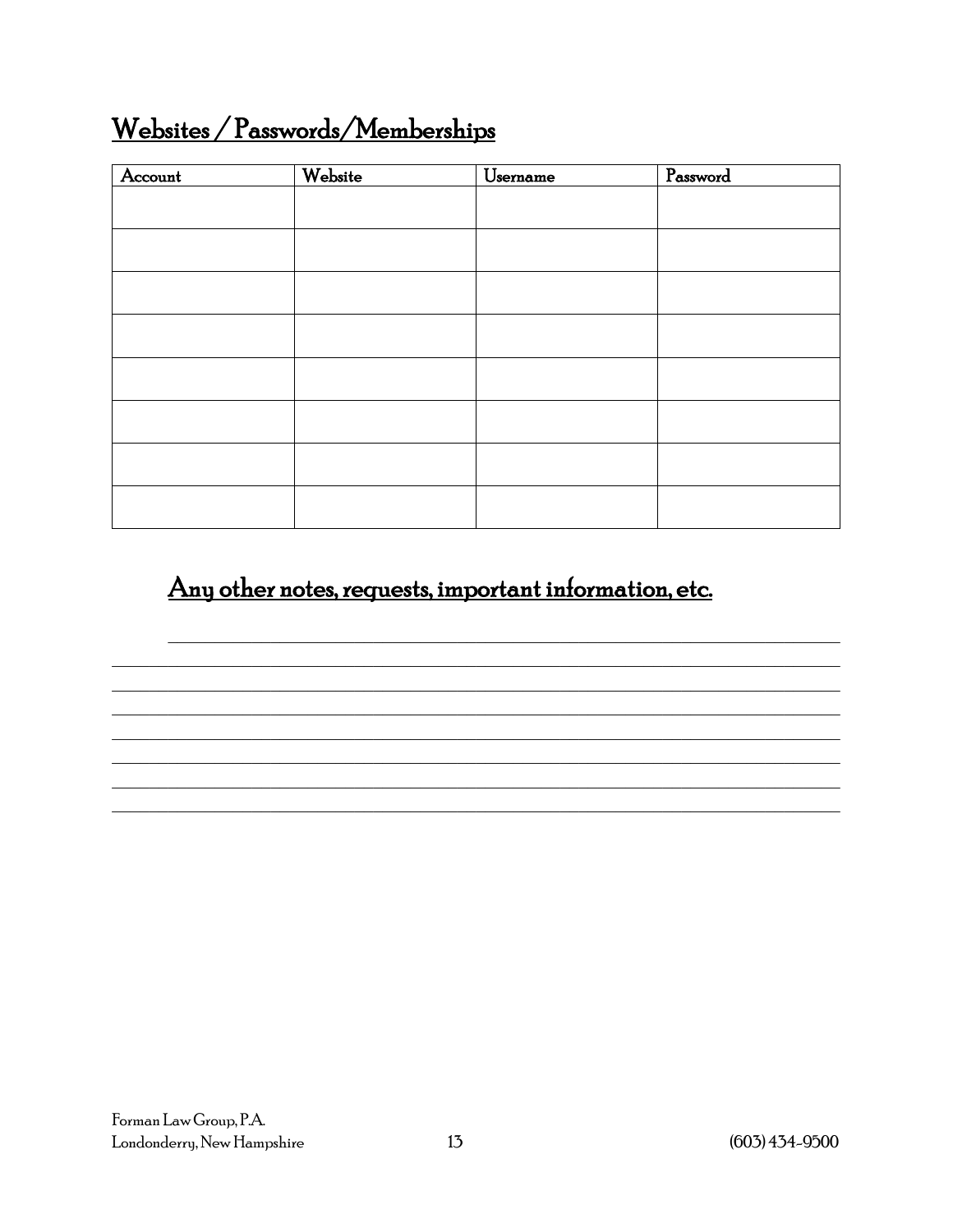## Websites / Passwords/Memberships

| Account | Website | Username | Password |
|---|---|---|---|
| | | | |
| | | | |
| | | | |
| | | | |
| | | | |
| | | | |
| | | | |
| | | | |

## Any other notes, requests, important information, etc.

_______________________________________________________________________________

_______________________________________________________________________________

_______________________________________________________________________________

_______________________________________________________________________________

_______________________________________________________________________________

_______________________________________________________________________________

_______________________________________________________________________________

_______________________________________________________________________________